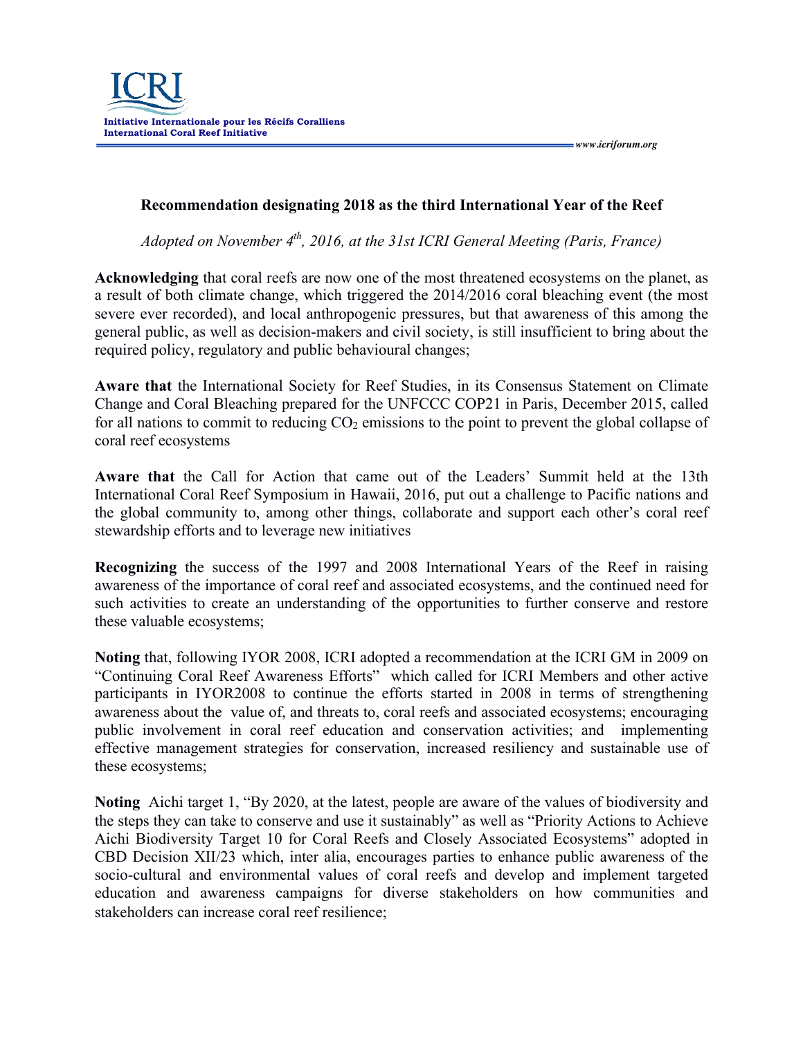# Recommendation designating 2018 as the third International Year of the Reef

*Adopted on November 4th, 2016, at the 31st ICRI General Meeting (Paris, France)*

**Acknowledging** that coral reefs are now one of the most threatened ecosystems on the planet, as a result of both climate change, which triggered the 2014/2016 coral bleaching event (the most severe ever recorded), and local anthropogenic pressures, but that awareness of this among the general public, as well as decision-makers and civil society, is still insufficient to bring about the required policy, regulatory and public behavioural changes;

**Aware that** the International Society for Reef Studies, in its Consensus Statement on Climate Change and Coral Bleaching prepared for the UNFCCC COP21 in Paris, December 2015, called for all nations to commit to reducing $CO_2$ emissions to the point to prevent the global collapse of coral reef ecosystems

**Aware that** the Call for Action that came out of the Leaders' Summit held at the 13th International Coral Reef Symposium in Hawaii, 2016, put out a challenge to Pacific nations and the global community to, among other things, collaborate and support each other's coral reef stewardship efforts and to leverage new initiatives

**Recognizing** the success of the 1997 and 2008 International Years of the Reef in raising awareness of the importance of coral reef and associated ecosystems, and the continued need for such activities to create an understanding of the opportunities to further conserve and restore these valuable ecosystems;

**Noting** that, following IYOR 2008, ICRI adopted a recommendation at the ICRI GM in 2009 on "Continuing Coral Reef Awareness Efforts" which called for ICRI Members and other active participants in IYOR2008 to continue the efforts started in 2008 in terms of strengthening awareness about the value of, and threats to, coral reefs and associated ecosystems; encouraging public involvement in coral reef education and conservation activities; and implementing effective management strategies for conservation, increased resiliency and sustainable use of these ecosystems;

**Noting** Aichi target 1, "By 2020, at the latest, people are aware of the values of biodiversity and the steps they can take to conserve and use it sustainably" as well as "Priority Actions to Achieve Aichi Biodiversity Target 10 for Coral Reefs and Closely Associated Ecosystems" adopted in CBD Decision XII/23 which, inter alia, encourages parties to enhance public awareness of the socio-cultural and environmental values of coral reefs and develop and implement targeted education and awareness campaigns for diverse stakeholders on how communities and stakeholders can increase coral reef resilience;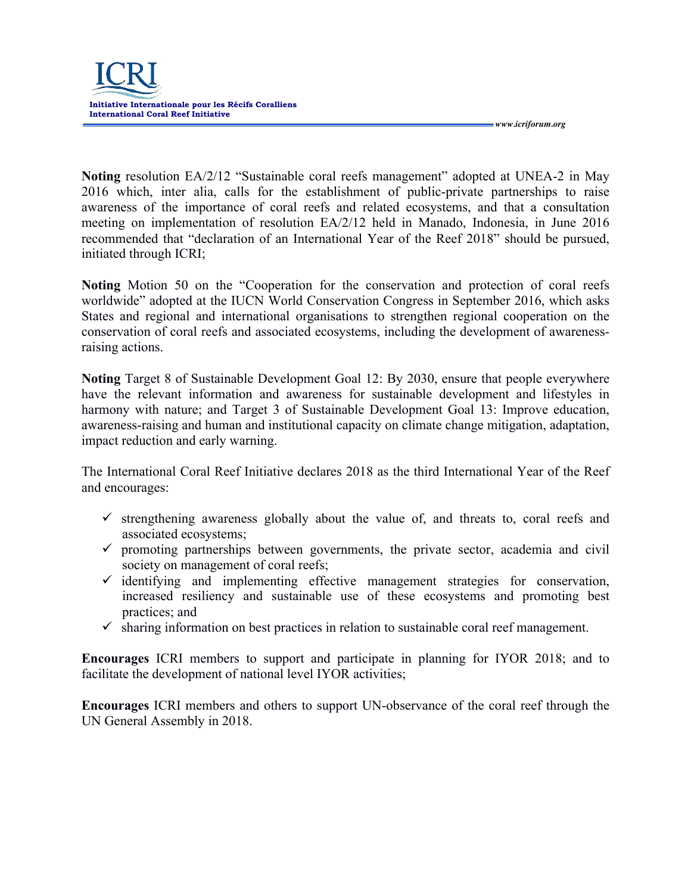**Noting** resolution EA/2/12 "Sustainable coral reefs management" adopted at UNEA-2 in May 2016 which, inter alia, calls for the establishment of public-private partnerships to raise awareness of the importance of coral reefs and related ecosystems, and that a consultation meeting on implementation of resolution EA/2/12 held in Manado, Indonesia, in June 2016 recommended that "declaration of an International Year of the Reef 2018" should be pursued, initiated through ICRI;

**Noting** Motion 50 on the "Cooperation for the conservation and protection of coral reefs worldwide" adopted at the IUCN World Conservation Congress in September 2016, which asks States and regional and international organisations to strengthen regional cooperation on the conservation of coral reefs and associated ecosystems, including the development of awareness-raising actions.

**Noting** Target 8 of Sustainable Development Goal 12: By 2030, ensure that people everywhere have the relevant information and awareness for sustainable development and lifestyles in harmony with nature; and Target 3 of Sustainable Development Goal 13: Improve education, awareness-raising and human and institutional capacity on climate change mitigation, adaptation, impact reduction and early warning.

The International Coral Reef Initiative declares 2018 as the third International Year of the Reef and encourages:

- ✓ strengthening awareness globally about the value of, and threats to, coral reefs and associated ecosystems;
- ✓ promoting partnerships between governments, the private sector, academia and civil society on management of coral reefs;
- ✓ identifying and implementing effective management strategies for conservation, increased resiliency and sustainable use of these ecosystems and promoting best practices; and
- ✓ sharing information on best practices in relation to sustainable coral reef management.

**Encourages** ICRI members to support and participate in planning for IYOR 2018; and to facilitate the development of national level IYOR activities;

**Encourages** ICRI members and others to support UN-observance of the coral reef through the UN General Assembly in 2018.